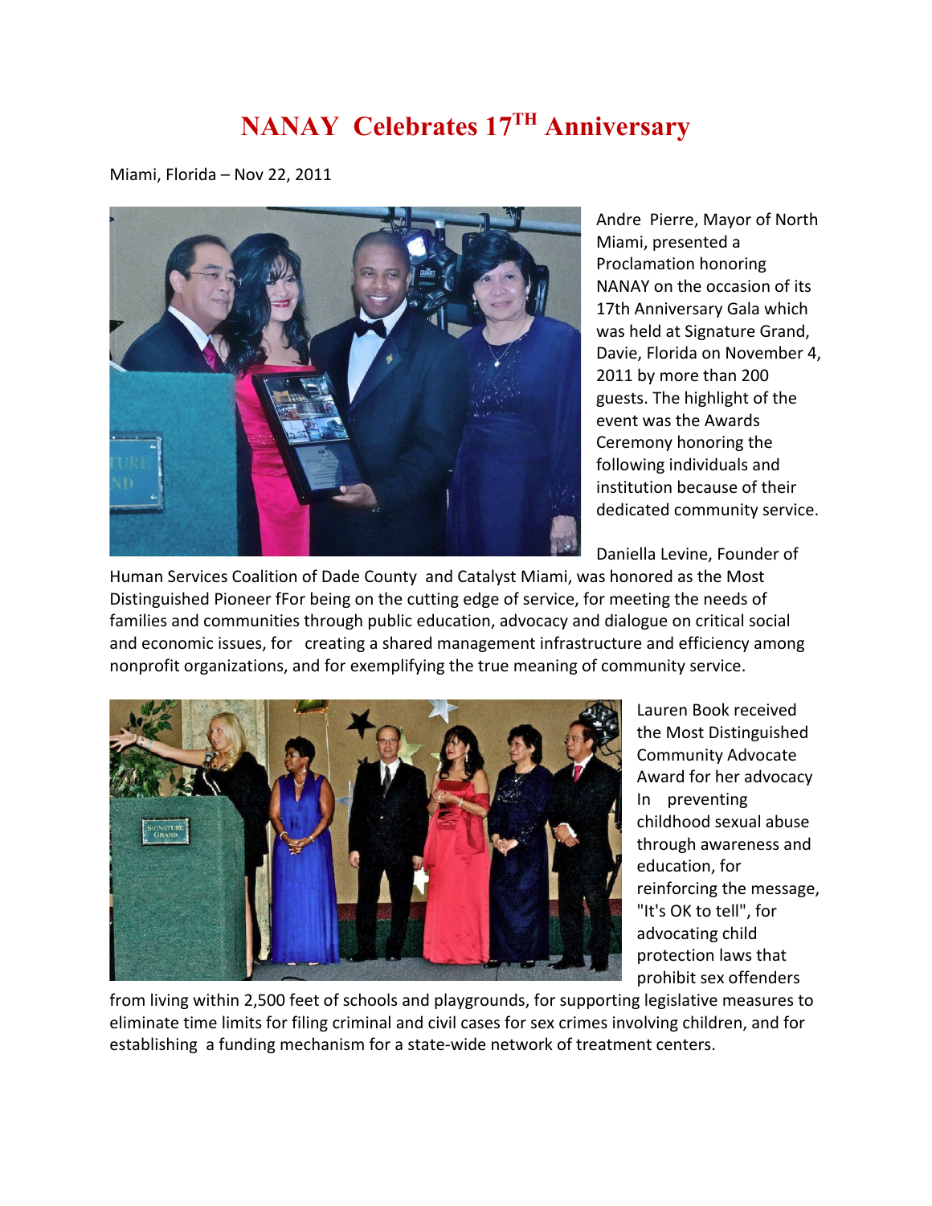# NANAY Celebrates 17TH Anniversary

Miami, Florida – Nov 22, 2011

Andre Pierre, Mayor of North Miami, presented a Proclamation honoring NANAY on the occasion of its 17th Anniversary Gala which was held at Signature Grand, Davie, Florida on November 4, 2011 by more than 200 guests. The highlight of the event was the Awards Ceremony honoring the following individuals and institution because of their dedicated community service.

Daniella Levine, Founder of Human Services Coalition of Dade County and Catalyst Miami, was honored as the Most Distinguished Pioneer fFor being on the cutting edge of service, for meeting the needs of families and communities through public education, advocacy and dialogue on critical social and economic issues, for creating a shared management infrastructure and efficiency among nonprofit organizations, and for exemplifying the true meaning of community service.

Lauren Book received the Most Distinguished Community Advocate Award for her advocacy In preventing childhood sexual abuse through awareness and education, for reinforcing the message, "It's OK to tell", for advocating child protection laws that prohibit sex offenders from living within 2,500 feet of schools and playgrounds, for supporting legislative measures to eliminate time limits for filing criminal and civil cases for sex crimes involving children, and for establishing a funding mechanism for a state-wide network of treatment centers.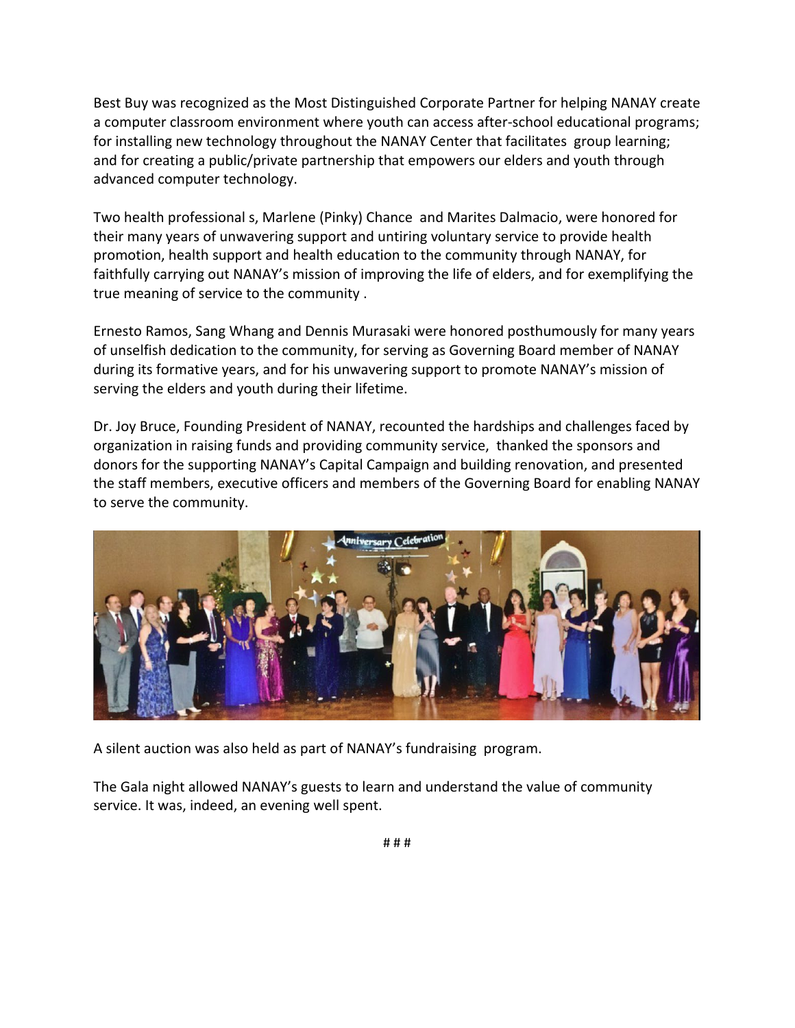Best Buy was recognized as the Most Distinguished Corporate Partner for helping NANAY create a computer classroom environment where youth can access after-school educational programs; for installing new technology throughout the NANAY Center that facilitates group learning; and for creating a public/private partnership that empowers our elders and youth through advanced computer technology.

Two health professional s, Marlene (Pinky) Chance and Marites Dalmacio, were honored for their many years of unwavering support and untiring voluntary service to provide health promotion, health support and health education to the community through NANAY, for faithfully carrying out NANAY's mission of improving the life of elders, and for exemplifying the true meaning of service to the community .

Ernesto Ramos, Sang Whang and Dennis Murasaki were honored posthumously for many years of unselfish dedication to the community, for serving as Governing Board member of NANAY during its formative years, and for his unwavering support to promote NANAY's mission of serving the elders and youth during their lifetime.

Dr. Joy Bruce, Founding President of NANAY, recounted the hardships and challenges faced by organization in raising funds and providing community service, thanked the sponsors and donors for the supporting NANAY's Capital Campaign and building renovation, and presented the staff members, executive officers and members of the Governing Board for enabling NANAY to serve the community.

A silent auction was also held as part of NANAY's fundraising program.

The Gala night allowed NANAY's guests to learn and understand the value of community service. It was, indeed, an evening well spent.

# # #